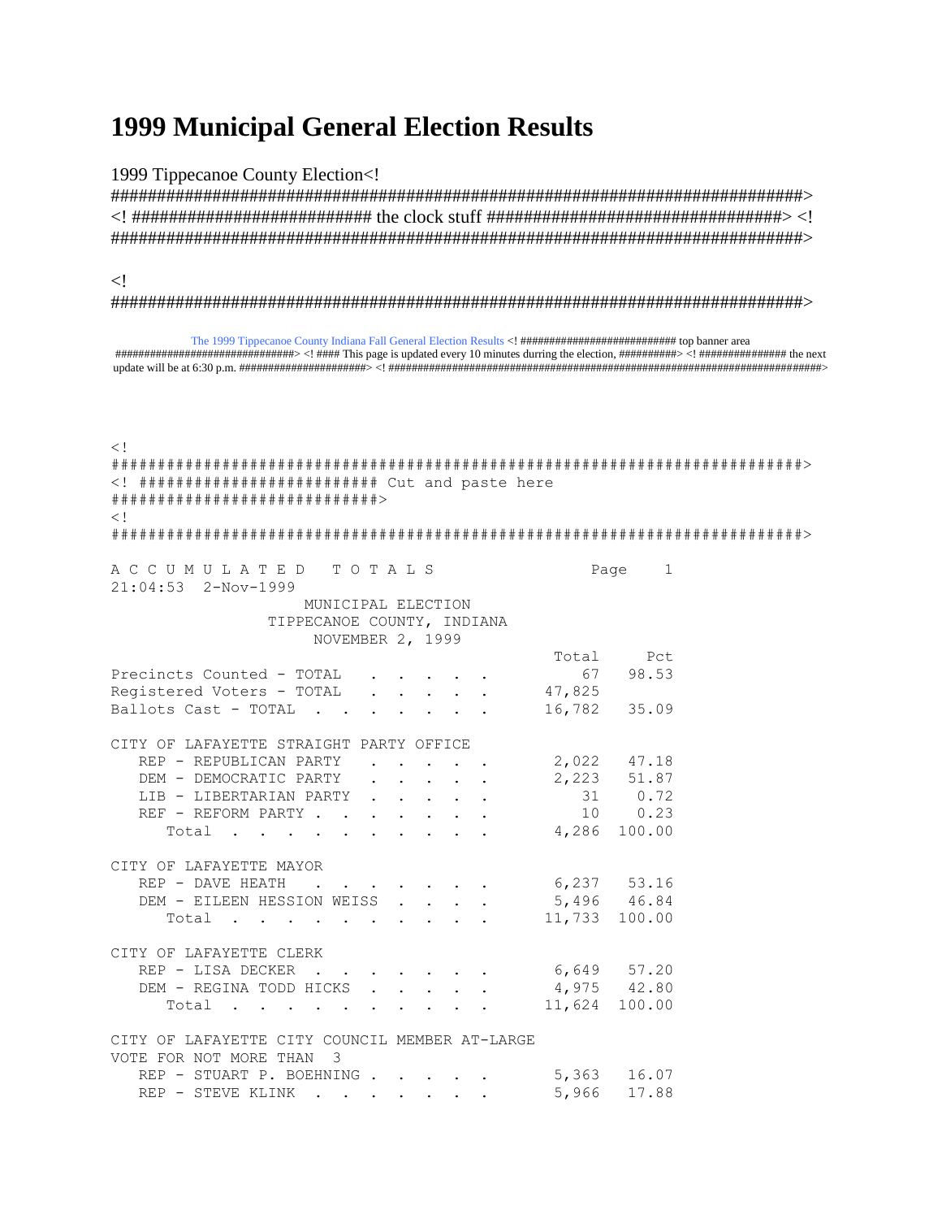# 1999 Municipal General Election Results

1999 Tippecanoe County Election<! ################################################################################> <! ########################## the clock stuff #################################> <! ################################################################################>

<! ################################################################################>

The 1999 Tippecanoe County Indiana Fall General Election Results <! ########################## top banner area ##############################> <! #### This page is updated every 10 minutes durring the election, #########> <! ############## the next update will be at 6:30 p.m. #####################> <! ################################################################################>

<! ################################################################################> <! ########################### Cut and paste here ##############################> <! ################################################################################>

```
A C C U M U L A T E D   T O T A L S                Page    1
21:04:53  2-Nov-1999
                   MUNICIPAL ELECTION
               TIPPECANOE COUNTY, INDIANA
                    NOVEMBER 2, 1999
                                                 Total     Pct
Precincts Counted - TOTAL  . . . . . .              67   98.53
Registered Voters - TOTAL  . . . . . .          47,825
Ballots Cast - TOTAL . . . . . . . . .          16,782   35.09

CITY OF LAFAYETTE STRAIGHT PARTY OFFICE
   REP - REPUBLICAN PARTY  . . . . . .           2,022   47.18
   DEM - DEMOCRATIC PARTY  . . . . . .           2,223   51.87
   LIB - LIBERTARIAN PARTY . . . . . .              31    0.72
   REF - REFORM PARTY . . . . . . . .               10    0.23
      Total  . . . . . . . . . . . .             4,286  100.00

CITY OF LAFAYETTE MAYOR
   REP - DAVE HEATH  . . . . . . . . .           6,237   53.16
   DEM - EILEEN HESSION WEISS  . . . .           5,496   46.84
      Total  . . . . . . . . . . . .            11,733  100.00

CITY OF LAFAYETTE CLERK
   REP - LISA DECKER . . . . . . . . .           6,649   57.20
   DEM - REGINA TODD HICKS . . . . . .           4,975   42.80
      Total  . . . . . . . . . . . .            11,624  100.00

CITY OF LAFAYETTE CITY COUNCIL MEMBER AT-LARGE
VOTE FOR NOT MORE THAN  3
   REP - STUART P. BOEHNING . . . . . .          5,363   16.07
   REP - STEVE KLINK  . . . . . . . .            5,966   17.88
```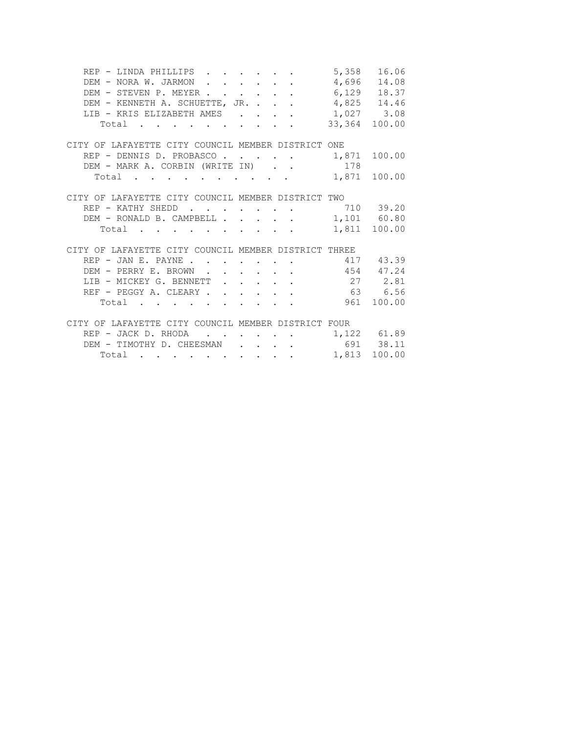| Candidate | Votes | Percent |
|---|---|---|
| REP - LINDA PHILLIPS | 5,358 | 16.06 |
| DEM - NORA W. JARMON | 4,696 | 14.08 |
| DEM - STEVEN P. MEYER | 6,129 | 18.37 |
| DEM - KENNETH A. SCHUETTE, JR. | 4,825 | 14.46 |
| LIB - KRIS ELIZABETH AMES | 1,027 | 3.08 |
| Total | 33,364 | 100.00 |

CITY OF LAFAYETTE CITY COUNCIL MEMBER DISTRICT ONE

| Candidate | Votes | Percent |
|---|---|---|
| REP - DENNIS D. PROBASCO | 1,871 | 100.00 |
| DEM - MARK A. CORBIN (WRITE IN) | 178 | |
| Total | 1,871 | 100.00 |

CITY OF LAFAYETTE CITY COUNCIL MEMBER DISTRICT TWO

| Candidate | Votes | Percent |
|---|---|---|
| REP - KATHY SHEDD | 710 | 39.20 |
| DEM - RONALD B. CAMPBELL | 1,101 | 60.80 |
| Total | 1,811 | 100.00 |

CITY OF LAFAYETTE CITY COUNCIL MEMBER DISTRICT THREE

| Candidate | Votes | Percent |
|---|---|---|
| REP - JAN E. PAYNE | 417 | 43.39 |
| DEM - PERRY E. BROWN | 454 | 47.24 |
| LIB - MICKEY G. BENNETT | 27 | 2.81 |
| REF - PEGGY A. CLEARY | 63 | 6.56 |
| Total | 961 | 100.00 |

CITY OF LAFAYETTE CITY COUNCIL MEMBER DISTRICT FOUR

| Candidate | Votes | Percent |
|---|---|---|
| REP - JACK D. RHODA | 1,122 | 61.89 |
| DEM - TIMOTHY D. CHEESMAN | 691 | 38.11 |
| Total | 1,813 | 100.00 |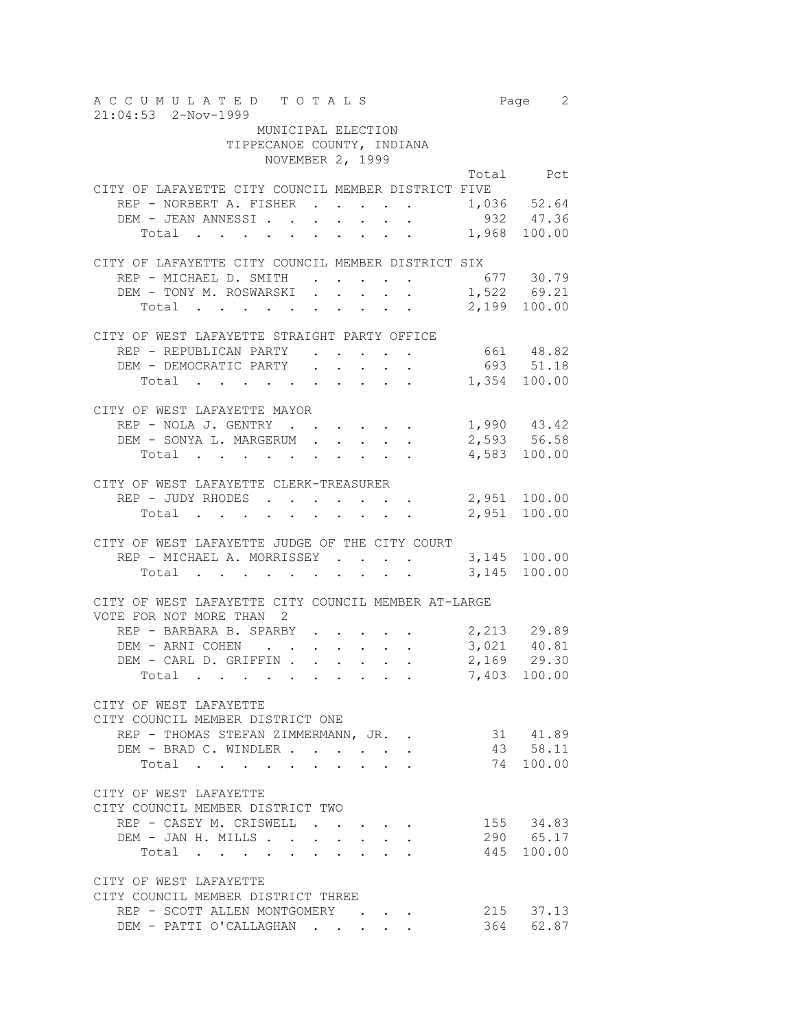ACCUMULATED TOTALS

21:04:53 2-Nov-1999

MUNICIPAL ELECTION
TIPPECANOE COUNTY, INDIANA
NOVEMBER 2, 1999

| | Total | Pct |
|---|---|---|
| **CITY OF LAFAYETTE CITY COUNCIL MEMBER DISTRICT FIVE** | | |
| REP - NORBERT A. FISHER | 1,036 | 52.64 |
| DEM - JEAN ANNESSI | 932 | 47.36 |
| Total | 1,968 | 100.00 |
| **CITY OF LAFAYETTE CITY COUNCIL MEMBER DISTRICT SIX** | | |
| REP - MICHAEL D. SMITH | 677 | 30.79 |
| DEM - TONY M. ROSWARSKI | 1,522 | 69.21 |
| Total | 2,199 | 100.00 |
| **CITY OF WEST LAFAYETTE STRAIGHT PARTY OFFICE** | | |
| REP - REPUBLICAN PARTY | 661 | 48.82 |
| DEM - DEMOCRATIC PARTY | 693 | 51.18 |
| Total | 1,354 | 100.00 |
| **CITY OF WEST LAFAYETTE MAYOR** | | |
| REP - NOLA J. GENTRY | 1,990 | 43.42 |
| DEM - SONYA L. MARGERUM | 2,593 | 56.58 |
| Total | 4,583 | 100.00 |
| **CITY OF WEST LAFAYETTE CLERK-TREASURER** | | |
| REP - JUDY RHODES | 2,951 | 100.00 |
| Total | 2,951 | 100.00 |
| **CITY OF WEST LAFAYETTE JUDGE OF THE CITY COURT** | | |
| REP - MICHAEL A. MORRISSEY | 3,145 | 100.00 |
| Total | 3,145 | 100.00 |
| **CITY OF WEST LAFAYETTE CITY COUNCIL MEMBER AT-LARGE** VOTE FOR NOT MORE THAN 2 | | |
| REP - BARBARA B. SPARBY | 2,213 | 29.89 |
| DEM - ARNI COHEN | 3,021 | 40.81 |
| DEM - CARL D. GRIFFIN | 2,169 | 29.30 |
| Total | 7,403 | 100.00 |
| **CITY OF WEST LAFAYETTE CITY COUNCIL MEMBER DISTRICT ONE** | | |
| REP - THOMAS STEFAN ZIMMERMANN, JR. | 31 | 41.89 |
| DEM - BRAD C. WINDLER | 43 | 58.11 |
| Total | 74 | 100.00 |
| **CITY OF WEST LAFAYETTE CITY COUNCIL MEMBER DISTRICT TWO** | | |
| REP - CASEY M. CRISWELL | 155 | 34.83 |
| DEM - JAN H. MILLS | 290 | 65.17 |
| Total | 445 | 100.00 |
| **CITY OF WEST LAFAYETTE CITY COUNCIL MEMBER DISTRICT THREE** | | |
| REP - SCOTT ALLEN MONTGOMERY | 215 | 37.13 |
| DEM - PATTI O'CALLAGHAN | 364 | 62.87 |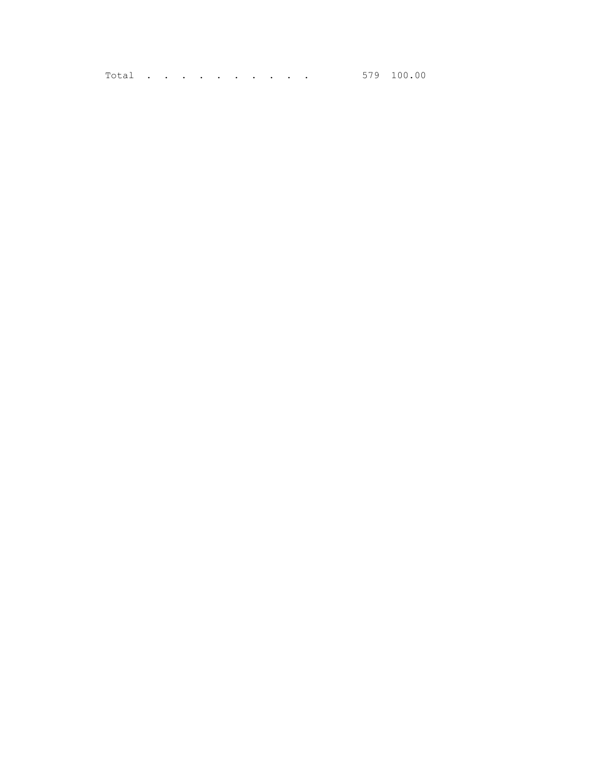| Total . . . . . . . . . . | 579 | 100.00 |
|---|---|---|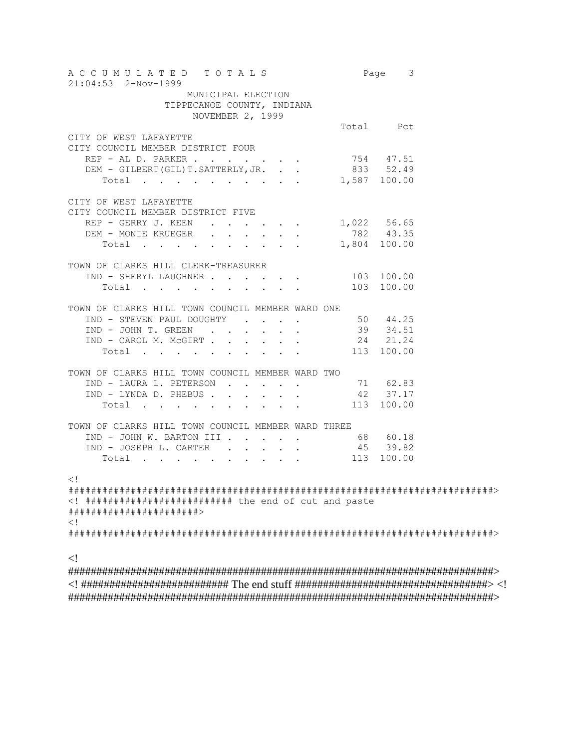```
A C C U M U L A T E D   T O T A L S                    Page   3
21:04:53  2-Nov-1999
                   MUNICIPAL ELECTION
              TIPPECANOE COUNTY, INDIANA
                    NOVEMBER 2, 1999
                                                   Total     Pct
CITY OF WEST LAFAYETTE
CITY COUNCIL MEMBER DISTRICT FOUR
   REP - AL D. PARKER . . . . . . . .               754   47.51
   DEM - GILBERT(GIL)T.SATTERLY,JR. . .             833   52.49
      Total . . . . . . . . . . .                 1,587  100.00

CITY OF WEST LAFAYETTE
CITY COUNCIL MEMBER DISTRICT FIVE
   REP - GERRY J. KEEN  . . . . . . .             1,022   56.65
   DEM - MONIE KRUEGER  . . . . . . .               782   43.35
      Total . . . . . . . . . . .                 1,804  100.00

TOWN OF CLARKS HILL CLERK-TREASURER
   IND - SHERYL LAUGHNER . . . . . .                103  100.00
      Total . . . . . . . . . . .                   103  100.00

TOWN OF CLARKS HILL TOWN COUNCIL MEMBER WARD ONE
   IND - STEVEN PAUL DOUGHTY  . . . .                50   44.25
   IND - JOHN T. GREEN  . . . . . . .                39   34.51
   IND - CAROL M. McGIRT . . . . . .                 24   21.24
      Total . . . . . . . . . . .                   113  100.00

TOWN OF CLARKS HILL TOWN COUNCIL MEMBER WARD TWO
   IND - LAURA L. PETERSON  . . . . .                71   62.83
   IND - LYNDA D. PHEBUS . . . . . .                 42   37.17
      Total . . . . . . . . . . .                   113  100.00

TOWN OF CLARKS HILL TOWN COUNCIL MEMBER WARD THREE
   IND - JOHN W. BARTON III . . . . .                68   60.18
   IND - JOSEPH L. CARTER  . . . . .                 45   39.82
      Total . . . . . . . . . . .                   113  100.00

<!
###########################################################################>
<! ########################## the end of cut and paste
#######################>
<!
###########################################################################>
```

<!
###########################################################################>
<! ########################## The end stuff ##################################> <!
###########################################################################>